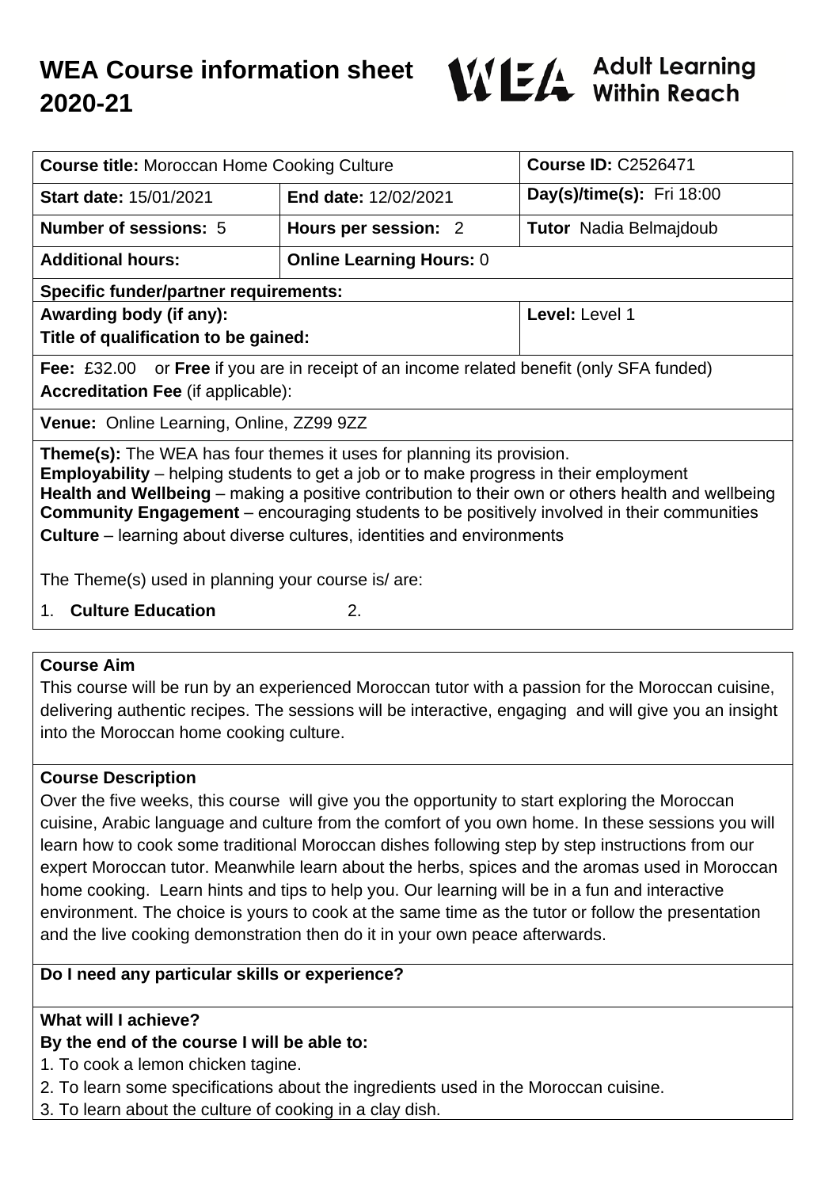# WEA Course information sheet 2020-21

WEA Adult Learning Within Reach

| **Course title:** Moroccan Home Cooking Culture | | **Course ID:** C2526471 |
|---|---|---|
| **Start date:** 15/01/2021 | **End date:** 12/02/2021 | **Day(s)/time(s):** Fri 18:00 |
| **Number of sessions:** 5 | **Hours per session:** 2 | **Tutor** Nadia Belmajdoub |
| **Additional hours:** | **Online Learning Hours:** 0 | |
| **Specific funder/partner requirements:** | | |
| **Awarding body (if any):**<br>**Title of qualification to be gained:** | | **Level:** Level 1 |
| **Fee:** £32.00 or **Free** if you are in receipt of an income related benefit (only SFA funded)<br>**Accreditation Fee** (if applicable): | | |
| **Venue:** Online Learning, Online, ZZ99 9ZZ | | |

**Theme(s):** The WEA has four themes it uses for planning its provision.
**Employability** – helping students to get a job or to make progress in their employment
**Health and Wellbeing** – making a positive contribution to their own or others health and wellbeing
**Community Engagement** – encouraging students to be positively involved in their communities
**Culture** – learning about diverse cultures, identities and environments

The Theme(s) used in planning your course is/ are:

1. **Culture Education** 2.

## Course Aim

This course will be run by an experienced Moroccan tutor with a passion for the Moroccan cuisine, delivering authentic recipes. The sessions will be interactive, engaging and will give you an insight into the Moroccan home cooking culture.

## Course Description

Over the five weeks, this course will give you the opportunity to start exploring the Moroccan cuisine, Arabic language and culture from the comfort of you own home. In these sessions you will learn how to cook some traditional Moroccan dishes following step by step instructions from our expert Moroccan tutor. Meanwhile learn about the herbs, spices and the aromas used in Moroccan home cooking. Learn hints and tips to help you. Our learning will be in a fun and interactive environment. The choice is yours to cook at the same time as the tutor or follow the presentation and the live cooking demonstration then do it in your own peace afterwards.

## Do I need any particular skills or experience?

## What will I achieve?

**By the end of the course I will be able to:**

1. To cook a lemon chicken tagine.
2. To learn some specifications about the ingredients used in the Moroccan cuisine.
3. To learn about the culture of cooking in a clay dish.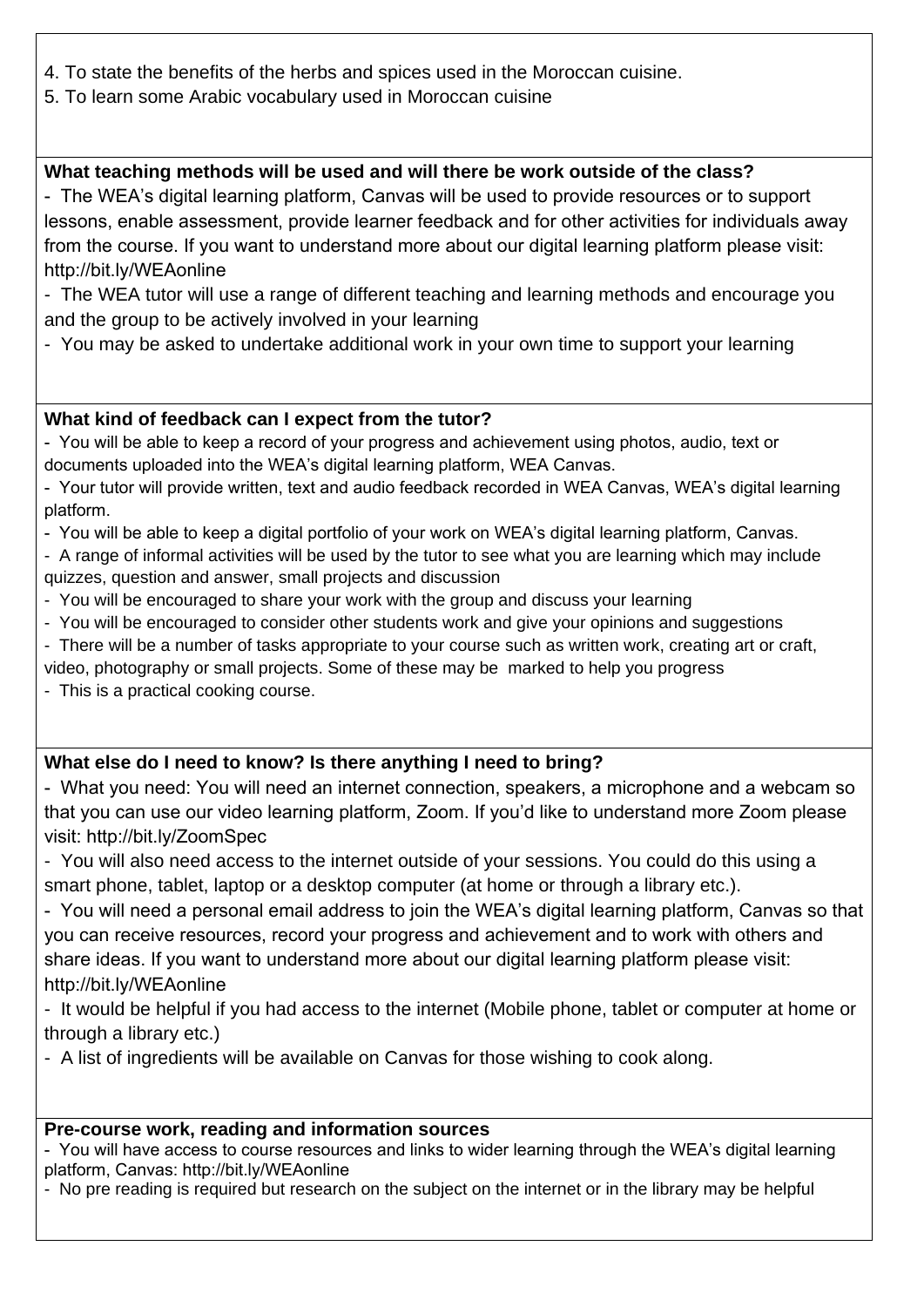4. To state the benefits of the herbs and spices used in the Moroccan cuisine.
5. To learn some Arabic vocabulary used in Moroccan cuisine

**What teaching methods will be used and will there be work outside of the class?**

- The WEA's digital learning platform, Canvas will be used to provide resources or to support lessons, enable assessment, provide learner feedback and for other activities for individuals away from the course. If you want to understand more about our digital learning platform please visit: http://bit.ly/WEAonline
- The WEA tutor will use a range of different teaching and learning methods and encourage you and the group to be actively involved in your learning
- You may be asked to undertake additional work in your own time to support your learning

**What kind of feedback can I expect from the tutor?**

- You will be able to keep a record of your progress and achievement using photos, audio, text or documents uploaded into the WEA's digital learning platform, WEA Canvas.
- Your tutor will provide written, text and audio feedback recorded in WEA Canvas, WEA's digital learning platform.
- You will be able to keep a digital portfolio of your work on WEA's digital learning platform, Canvas.
- A range of informal activities will be used by the tutor to see what you are learning which may include quizzes, question and answer, small projects and discussion
- You will be encouraged to share your work with the group and discuss your learning
- You will be encouraged to consider other students work and give your opinions and suggestions
- There will be a number of tasks appropriate to your course such as written work, creating art or craft, video, photography or small projects. Some of these may be marked to help you progress
- This is a practical cooking course.

**What else do I need to know? Is there anything I need to bring?**

- What you need: You will need an internet connection, speakers, a microphone and a webcam so that you can use our video learning platform, Zoom. If you'd like to understand more Zoom please visit: http://bit.ly/ZoomSpec
- You will also need access to the internet outside of your sessions. You could do this using a smart phone, tablet, laptop or a desktop computer (at home or through a library etc.).
- You will need a personal email address to join the WEA's digital learning platform, Canvas so that you can receive resources, record your progress and achievement and to work with others and share ideas. If you want to understand more about our digital learning platform please visit: http://bit.ly/WEAonline
- It would be helpful if you had access to the internet (Mobile phone, tablet or computer at home or through a library etc.)
- A list of ingredients will be available on Canvas for those wishing to cook along.

**Pre-course work, reading and information sources**

- You will have access to course resources and links to wider learning through the WEA's digital learning platform, Canvas: http://bit.ly/WEAonline
- No pre reading is required but research on the subject on the internet or in the library may be helpful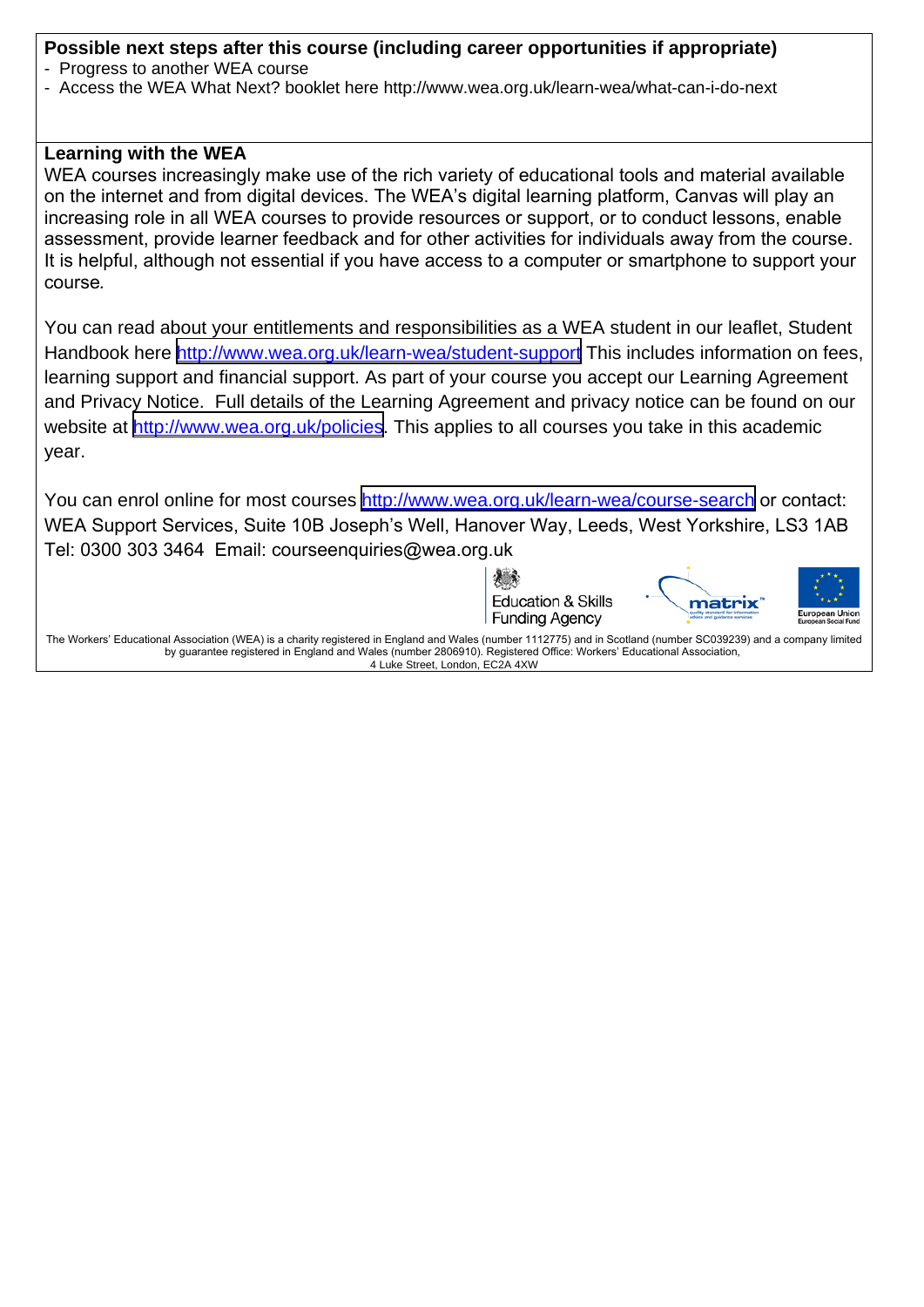**Possible next steps after this course (including career opportunities if appropriate)**

- Progress to another WEA course
- Access the WEA What Next? booklet here http://www.wea.org.uk/learn-wea/what-can-i-do-next

**Learning with the WEA**

WEA courses increasingly make use of the rich variety of educational tools and material available on the internet and from digital devices. The WEA's digital learning platform, Canvas will play an increasing role in all WEA courses to provide resources or support, or to conduct lessons, enable assessment, provide learner feedback and for other activities for individuals away from the course. It is helpful, although not essential if you have access to a computer or smartphone to support your course.

You can read about your entitlements and responsibilities as a WEA student in our leaflet, Student Handbook here http://www.wea.org.uk/learn-wea/student-support This includes information on fees, learning support and financial support. As part of your course you accept our Learning Agreement and Privacy Notice. Full details of the Learning Agreement and privacy notice can be found on our website at http://www.wea.org.uk/policies. This applies to all courses you take in this academic year.

You can enrol online for most courses http://www.wea.org.uk/learn-wea/course-search or contact: WEA Support Services, Suite 10B Joseph's Well, Hanover Way, Leeds, West Yorkshire, LS3 1AB
Tel: 0300 303 3464 Email: courseenquiries@wea.org.uk

Education & Skills Funding Agency

matrix

European Union European Social Fund

The Workers' Educational Association (WEA) is a charity registered in England and Wales (number 1112775) and in Scotland (number SC039239) and a company limited by guarantee registered in England and Wales (number 2806910). Registered Office: Workers' Educational Association, 4 Luke Street, London, EC2A 4XW